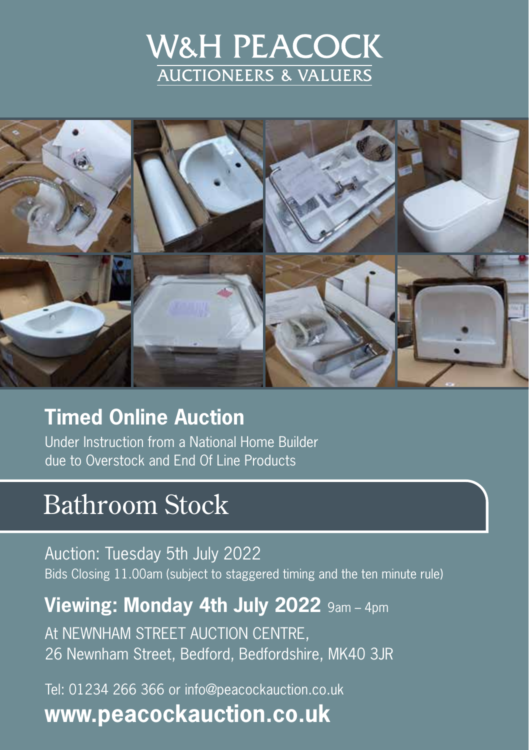# W&H PEACOCK

AUCTIONEERS & VALUERS

## Timed Online Auction

Under Instruction from a National Home Builder due to Overstock and End Of Line Products

# Bathroom Stock

Auction: Tuesday 5th July 2022

Bids Closing 11.00am (subject to staggered timing and the ten minute rule)

**Viewing: Monday 4th July 2022** 9am – 4pm

At NEWNHAM STREET AUCTION CENTRE,
26 Newnham Street, Bedford, Bedfordshire, MK40 3JR

Tel: 01234 266 366 or info@peacockauction.co.uk

**www.peacockauction.co.uk**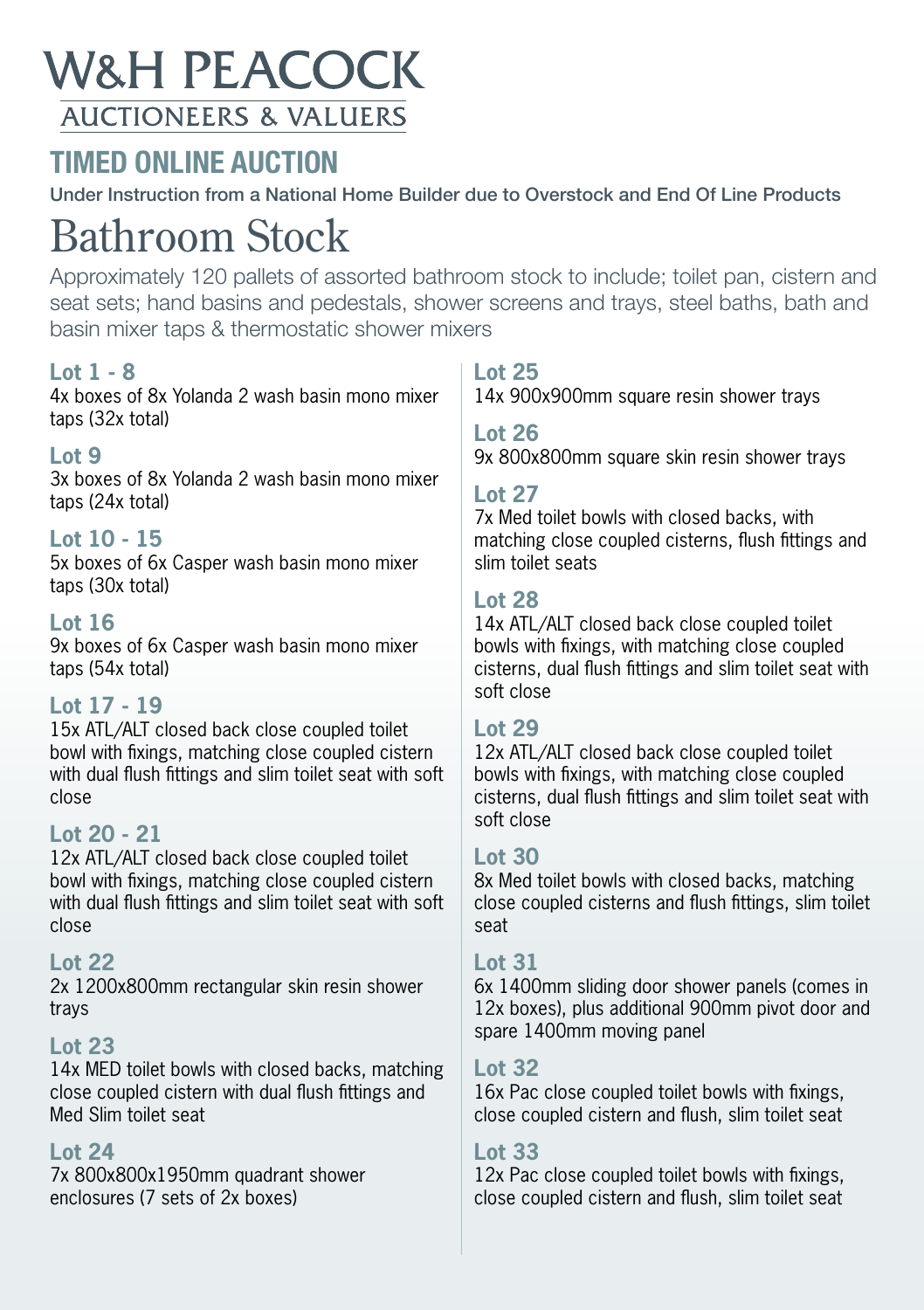# W&H PEACOCK

AUCTIONEERS & VALUERS

## TIMED ONLINE AUCTION

**Under Instruction from a National Home Builder due to Overstock and End Of Line Products**

# Bathroom Stock

Approximately 120 pallets of assorted bathroom stock to include; toilet pan, cistern and seat sets; hand basins and pedestals, shower screens and trays, steel baths, bath and basin mixer taps & thermostatic shower mixers

### Lot 1 - 8
4x boxes of 8x Yolanda 2 wash basin mono mixer taps (32x total)

### Lot 9
3x boxes of 8x Yolanda 2 wash basin mono mixer taps (24x total)

### Lot 10 - 15
5x boxes of 6x Casper wash basin mono mixer taps (30x total)

### Lot 16
9x boxes of 6x Casper wash basin mono mixer taps (54x total)

### Lot 17 - 19
15x ATL/ALT closed back close coupled toilet bowl with fixings, matching close coupled cistern with dual flush fittings and slim toilet seat with soft close

### Lot 20 - 21
12x ATL/ALT closed back close coupled toilet bowl with fixings, matching close coupled cistern with dual flush fittings and slim toilet seat with soft close

### Lot 22
2x 1200x800mm rectangular skin resin shower trays

### Lot 23
14x MED toilet bowls with closed backs, matching close coupled cistern with dual flush fittings and Med Slim toilet seat

### Lot 24
7x 800x800x1950mm quadrant shower enclosures (7 sets of 2x boxes)

### Lot 25
14x 900x900mm square resin shower trays

### Lot 26
9x 800x800mm square skin resin shower trays

### Lot 27
7x Med toilet bowls with closed backs, with matching close coupled cisterns, flush fittings and slim toilet seats

### Lot 28
14x ATL/ALT closed back close coupled toilet bowls with fixings, with matching close coupled cisterns, dual flush fittings and slim toilet seat with soft close

### Lot 29
12x ATL/ALT closed back close coupled toilet bowls with fixings, with matching close coupled cisterns, dual flush fittings and slim toilet seat with soft close

### Lot 30
8x Med toilet bowls with closed backs, matching close coupled cisterns and flush fittings, slim toilet seat

### Lot 31
6x 1400mm sliding door shower panels (comes in 12x boxes), plus additional 900mm pivot door and spare 1400mm moving panel

### Lot 32
16x Pac close coupled toilet bowls with fixings, close coupled cistern and flush, slim toilet seat

### Lot 33
12x Pac close coupled toilet bowls with fixings, close coupled cistern and flush, slim toilet seat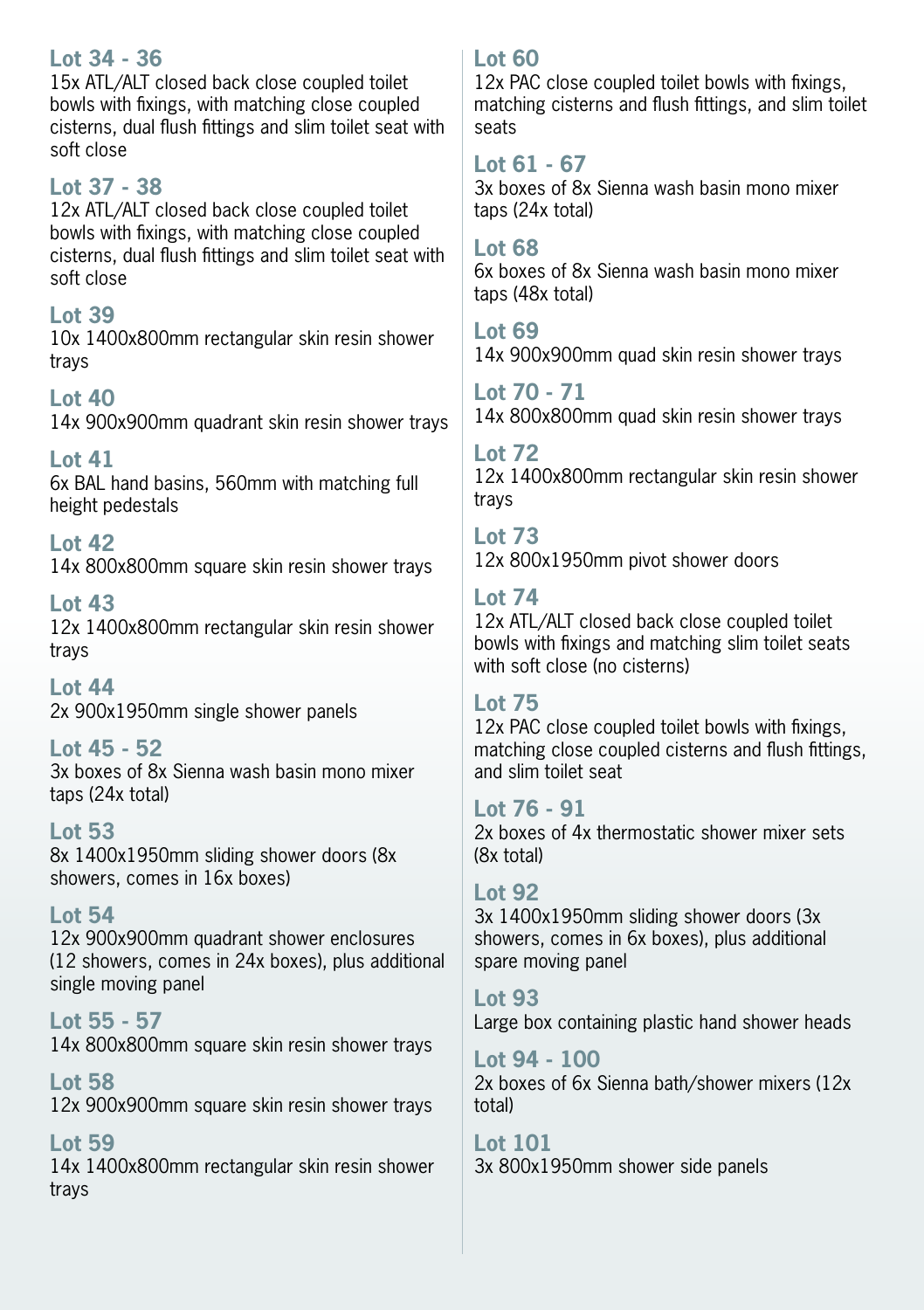### Lot 34 - 36
15x ATL/ALT closed back close coupled toilet bowls with fixings, with matching close coupled cisterns, dual flush fittings and slim toilet seat with soft close

### Lot 37 - 38
12x ATL/ALT closed back close coupled toilet bowls with fixings, with matching close coupled cisterns, dual flush fittings and slim toilet seat with soft close

### Lot 39
10x 1400x800mm rectangular skin resin shower trays

### Lot 40
14x 900x900mm quadrant skin resin shower trays

### Lot 41
6x BAL hand basins, 560mm with matching full height pedestals

### Lot 42
14x 800x800mm square skin resin shower trays

### Lot 43
12x 1400x800mm rectangular skin resin shower trays

### Lot 44
2x 900x1950mm single shower panels

### Lot 45 - 52
3x boxes of 8x Sienna wash basin mono mixer taps (24x total)

### Lot 53
8x 1400x1950mm sliding shower doors (8x showers, comes in 16x boxes)

### Lot 54
12x 900x900mm quadrant shower enclosures (12 showers, comes in 24x boxes), plus additional single moving panel

### Lot 55 - 57
14x 800x800mm square skin resin shower trays

### Lot 58
12x 900x900mm square skin resin shower trays

### Lot 59
14x 1400x800mm rectangular skin resin shower trays

### Lot 60
12x PAC close coupled toilet bowls with fixings, matching cisterns and flush fittings, and slim toilet seats

### Lot 61 - 67
3x boxes of 8x Sienna wash basin mono mixer taps (24x total)

### Lot 68
6x boxes of 8x Sienna wash basin mono mixer taps (48x total)

### Lot 69
14x 900x900mm quad skin resin shower trays

### Lot 70 - 71
14x 800x800mm quad skin resin shower trays

### Lot 72
12x 1400x800mm rectangular skin resin shower trays

### Lot 73
12x 800x1950mm pivot shower doors

### Lot 74
12x ATL/ALT closed back close coupled toilet bowls with fixings and matching slim toilet seats with soft close (no cisterns)

### Lot 75
12x PAC close coupled toilet bowls with fixings, matching close coupled cisterns and flush fittings, and slim toilet seat

### Lot 76 - 91
2x boxes of 4x thermostatic shower mixer sets (8x total)

### Lot 92
3x 1400x1950mm sliding shower doors (3x showers, comes in 6x boxes), plus additional spare moving panel

### Lot 93
Large box containing plastic hand shower heads

### Lot 94 - 100
2x boxes of 6x Sienna bath/shower mixers (12x total)

### Lot 101
3x 800x1950mm shower side panels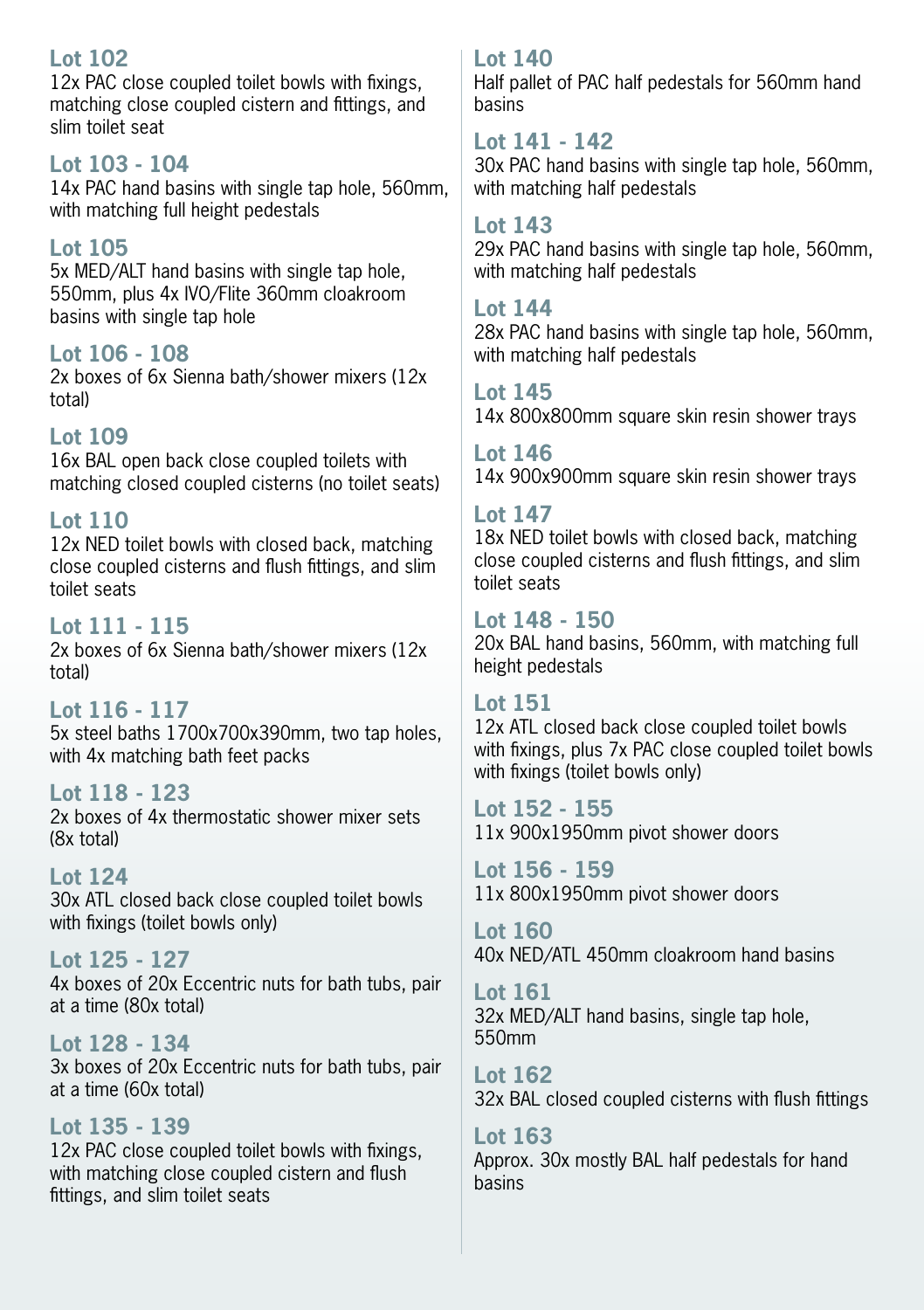### Lot 102

12x PAC close coupled toilet bowls with fixings, matching close coupled cistern and fittings, and slim toilet seat

### Lot 103 - 104

14x PAC hand basins with single tap hole, 560mm, with matching full height pedestals

### Lot 105

5x MED/ALT hand basins with single tap hole, 550mm, plus 4x IVO/Flite 360mm cloakroom basins with single tap hole

### Lot 106 - 108

2x boxes of 6x Sienna bath/shower mixers (12x total)

### Lot 109

16x BAL open back close coupled toilets with matching closed coupled cisterns (no toilet seats)

### Lot 110

12x NED toilet bowls with closed back, matching close coupled cisterns and flush fittings, and slim toilet seats

### Lot 111 - 115

2x boxes of 6x Sienna bath/shower mixers (12x total)

### Lot 116 - 117

5x steel baths 1700x700x390mm, two tap holes, with 4x matching bath feet packs

### Lot 118 - 123

2x boxes of 4x thermostatic shower mixer sets (8x total)

### Lot 124

30x ATL closed back close coupled toilet bowls with fixings (toilet bowls only)

### Lot 125 - 127

4x boxes of 20x Eccentric nuts for bath tubs, pair at a time (80x total)

### Lot 128 - 134

3x boxes of 20x Eccentric nuts for bath tubs, pair at a time (60x total)

### Lot 135 - 139

12x PAC close coupled toilet bowls with fixings, with matching close coupled cistern and flush fittings, and slim toilet seats

### Lot 140

Half pallet of PAC half pedestals for 560mm hand basins

### Lot 141 - 142

30x PAC hand basins with single tap hole, 560mm, with matching half pedestals

### Lot 143

29x PAC hand basins with single tap hole, 560mm, with matching half pedestals

### Lot 144

28x PAC hand basins with single tap hole, 560mm, with matching half pedestals

### Lot 145

14x 800x800mm square skin resin shower trays

### Lot 146

14x 900x900mm square skin resin shower trays

### Lot 147

18x NED toilet bowls with closed back, matching close coupled cisterns and flush fittings, and slim toilet seats

### Lot 148 - 150

20x BAL hand basins, 560mm, with matching full height pedestals

### Lot 151

12x ATL closed back close coupled toilet bowls with fixings, plus 7x PAC close coupled toilet bowls with fixings (toilet bowls only)

### Lot 152 - 155

11x 900x1950mm pivot shower doors

### Lot 156 - 159

11x 800x1950mm pivot shower doors

### Lot 160

40x NED/ATL 450mm cloakroom hand basins

### Lot 161

32x MED/ALT hand basins, single tap hole, 550mm

### Lot 162

32x BAL closed coupled cisterns with flush fittings

### Lot 163

Approx. 30x mostly BAL half pedestals for hand basins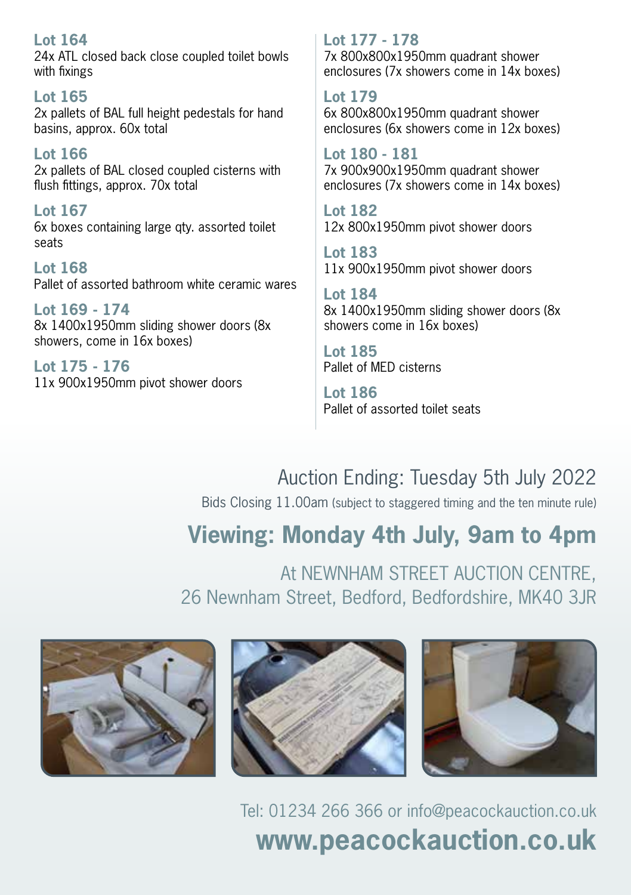**Lot 164**
24x ATL closed back close coupled toilet bowls with fixings

**Lot 165**
2x pallets of BAL full height pedestals for hand basins, approx. 60x total

**Lot 166**
2x pallets of BAL closed coupled cisterns with flush fittings, approx. 70x total

**Lot 167**
6x boxes containing large qty. assorted toilet seats

**Lot 168**
Pallet of assorted bathroom white ceramic wares

**Lot 169 - 174**
8x 1400x1950mm sliding shower doors (8x showers, come in 16x boxes)

**Lot 175 - 176**
11x 900x1950mm pivot shower doors

**Lot 177 - 178**
7x 800x800x1950mm quadrant shower enclosures (7x showers come in 14x boxes)

**Lot 179**
6x 800x800x1950mm quadrant shower enclosures (6x showers come in 12x boxes)

**Lot 180 - 181**
7x 900x900x1950mm quadrant shower enclosures (7x showers come in 14x boxes)

**Lot 182**
12x 800x1950mm pivot shower doors

**Lot 183**
11x 900x1950mm pivot shower doors

**Lot 184**
8x 1400x1950mm sliding shower doors (8x showers come in 16x boxes)

**Lot 185**
Pallet of MED cisterns

**Lot 186**
Pallet of assorted toilet seats

## Auction Ending: Tuesday 5th July 2022

Bids Closing 11.00am (subject to staggered timing and the ten minute rule)

## Viewing: Monday 4th July, 9am to 4pm

At NEWNHAM STREET AUCTION CENTRE,
26 Newnham Street, Bedford, Bedfordshire, MK40 3JR

Tel: 01234 266 366 or info@peacockauction.co.uk

**www.peacockauction.co.uk**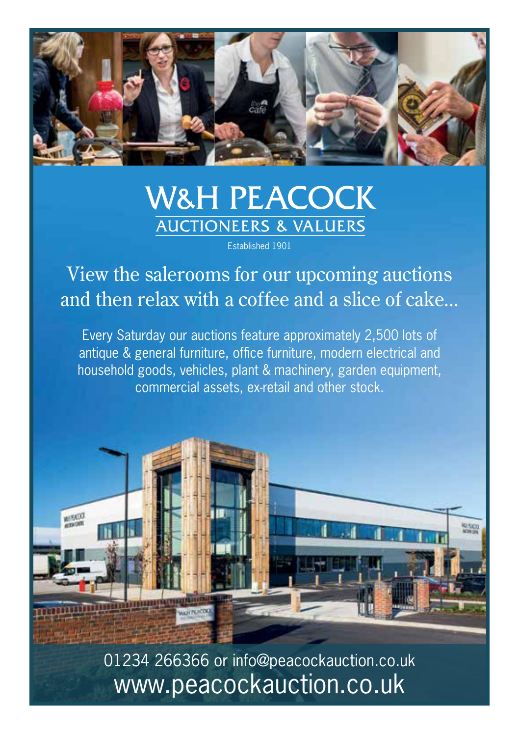# W&H PEACOCK

## AUCTIONEERS & VALUERS

Established 1901

View the salerooms for our upcoming auctions and then relax with a coffee and a slice of cake...

Every Saturday our auctions feature approximately 2,500 lots of antique & general furniture, office furniture, modern electrical and household goods, vehicles, plant & machinery, garden equipment, commercial assets, ex-retail and other stock.

01234 266366 or info@peacockauction.co.uk

www.peacockauction.co.uk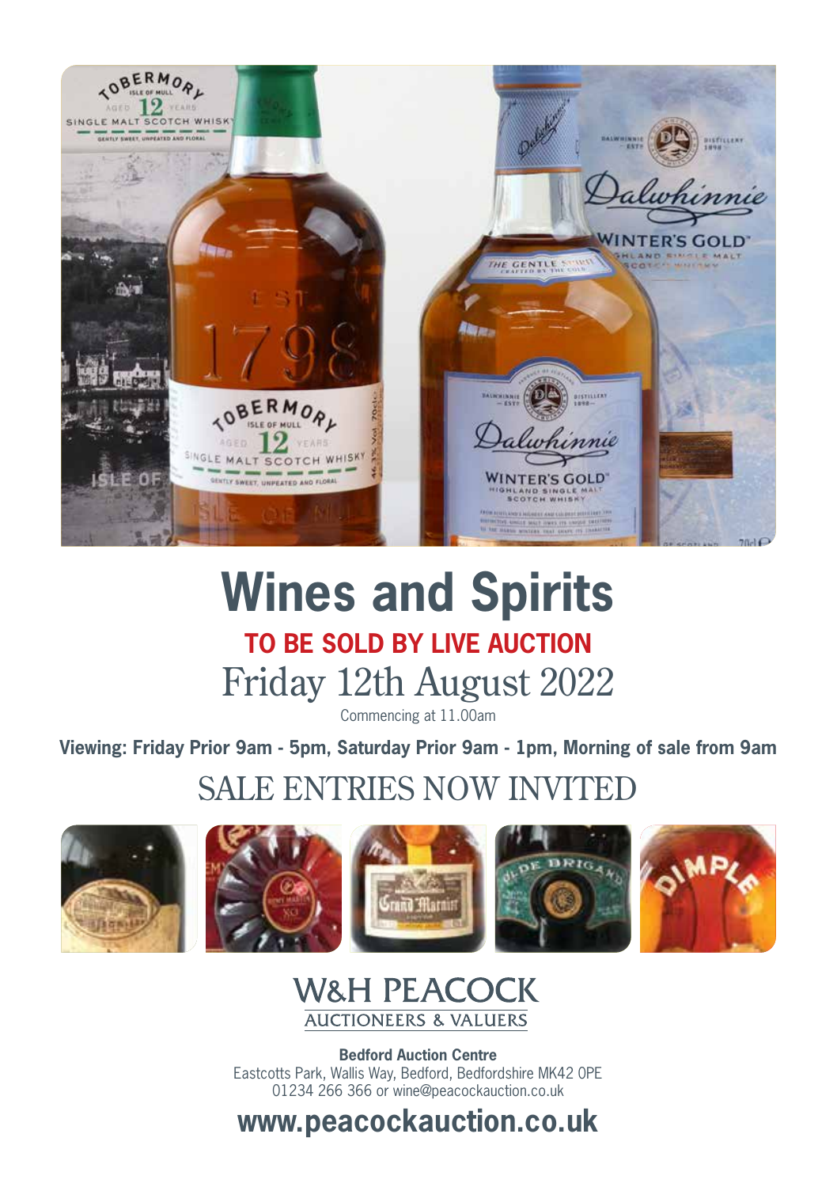# Wines and Spirits

**TO BE SOLD BY LIVE AUCTION**

## Friday 12th August 2022

Commencing at 11.00am

**Viewing: Friday Prior 9am - 5pm, Saturday Prior 9am - 1pm, Morning of sale from 9am**

## SALE ENTRIES NOW INVITED

W&H PEACOCK
AUCTIONEERS & VALUERS

**Bedford Auction Centre**
Eastcotts Park, Wallis Way, Bedford, Bedfordshire MK42 0PE
01234 266 366 or wine@peacockauction.co.uk

**www.peacockauction.co.uk**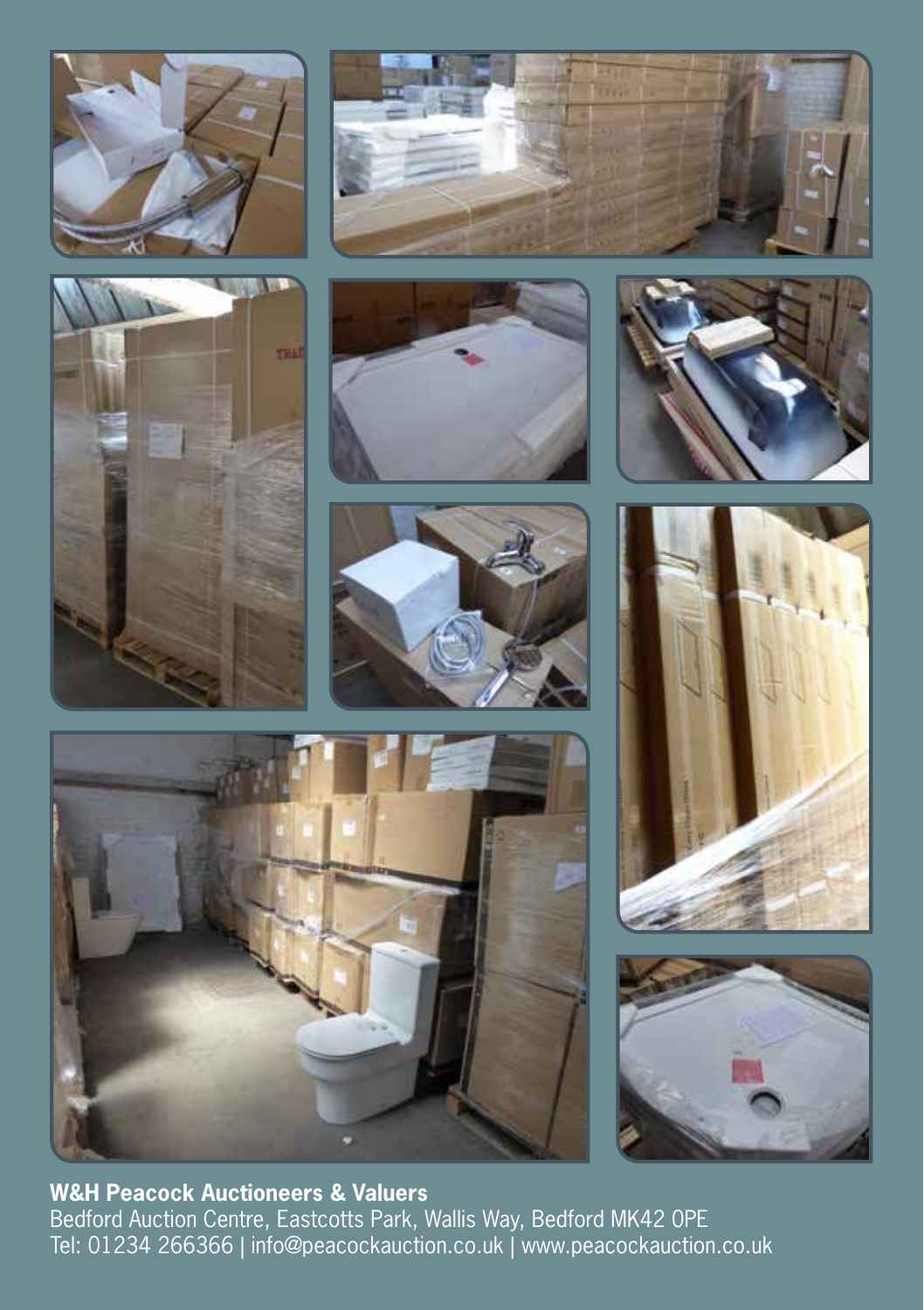**W&H Peacock Auctioneers & Valuers**
Bedford Auction Centre, Eastcotts Park, Wallis Way, Bedford MK42 0PE
Tel: 01234 266366 | info@peacockauction.co.uk | www.peacockauction.co.uk